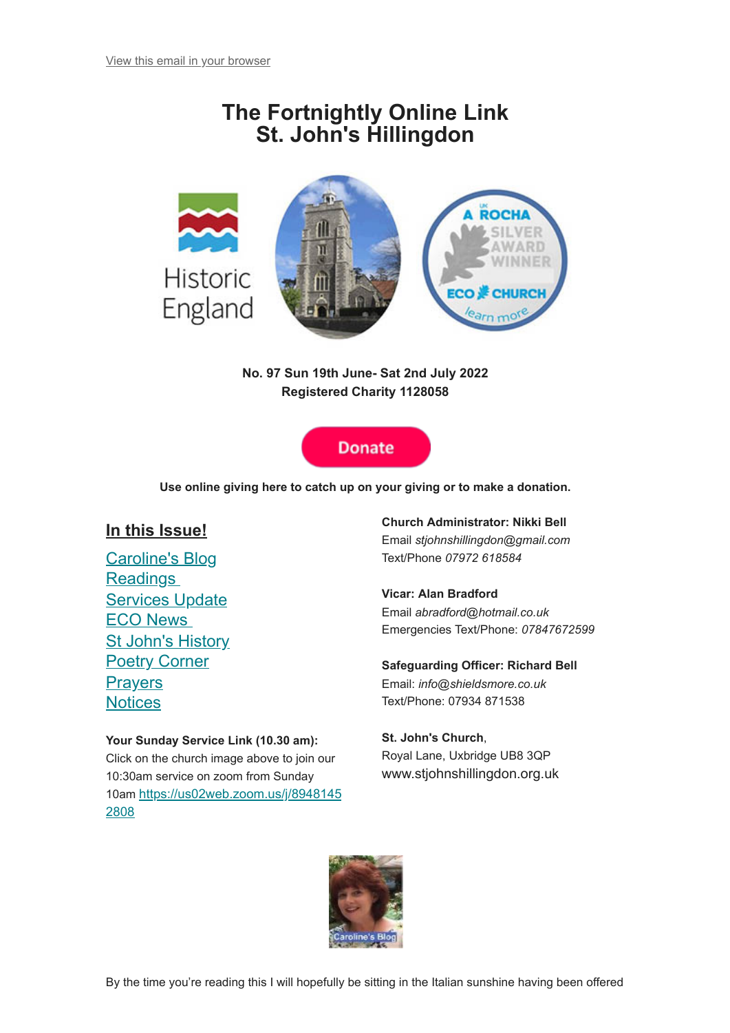View this email in your browser

# The Fortnightly Online Link
# St. John's Hillingdon

Historic England

A ROCHA SILVER AWARD WINNER ECO CHURCH learn more

**No. 97 Sun 19th June- Sat 2nd July 2022**
**Registered Charity 1128058**

Donate

**Use online giving here to catch up on your giving or to make a donation.**

## In this Issue!

- Caroline's Blog
- Readings
- Services Update
- ECO News
- St John's History
- Poetry Corner
- Prayers
- Notices

**Your Sunday Service Link (10.30 am):**
Click on the church image above to join our 10:30am service on zoom from Sunday 10am https://us02web.zoom.us/j/89481452808

**Church Administrator: Nikki Bell**
Email *stjohnshillingdon@gmail.com*
Text/Phone *07972 618584*

**Vicar: Alan Bradford**
Email *abradford@hotmail.co.uk*
Emergencies Text/Phone: *07847672599*

**Safeguarding Officer: Richard Bell**
Email: *info@shieldsmore.co.uk*
Text/Phone: 07934 871538

**St. John's Church**,
Royal Lane, Uxbridge UB8 3QP
www.stjohnshillingdon.org.uk

Caroline's Blog

By the time you're reading this I will hopefully be sitting in the Italian sunshine having been offered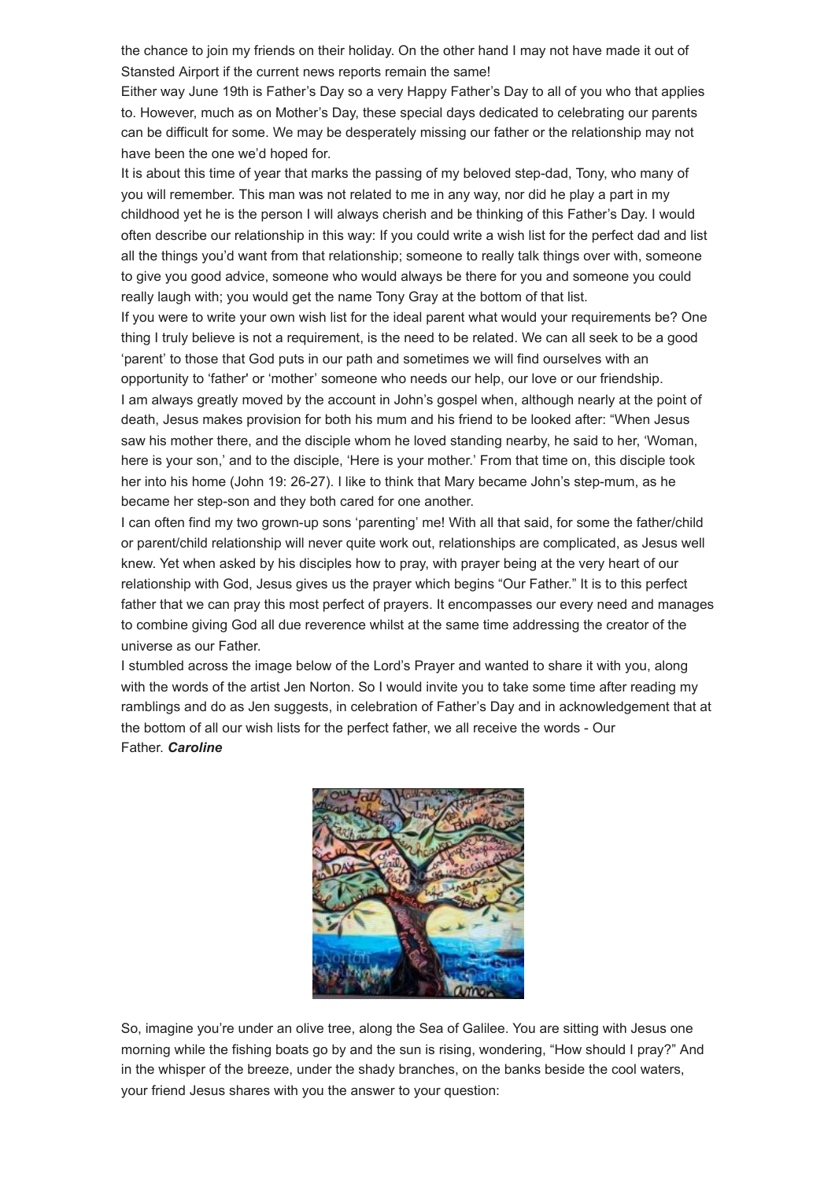the chance to join my friends on their holiday. On the other hand I may not have made it out of Stansted Airport if the current news reports remain the same!

Either way June 19th is Father's Day so a very Happy Father's Day to all of you who that applies to. However, much as on Mother's Day, these special days dedicated to celebrating our parents can be difficult for some. We may be desperately missing our father or the relationship may not have been the one we'd hoped for.

It is about this time of year that marks the passing of my beloved step-dad, Tony, who many of you will remember. This man was not related to me in any way, nor did he play a part in my childhood yet he is the person I will always cherish and be thinking of this Father's Day. I would often describe our relationship in this way: If you could write a wish list for the perfect dad and list all the things you'd want from that relationship; someone to really talk things over with, someone to give you good advice, someone who would always be there for you and someone you could really laugh with; you would get the name Tony Gray at the bottom of that list.

If you were to write your own wish list for the ideal parent what would your requirements be? One thing I truly believe is not a requirement, is the need to be related. We can all seek to be a good 'parent' to those that God puts in our path and sometimes we will find ourselves with an opportunity to 'father' or 'mother' someone who needs our help, our love or our friendship.

I am always greatly moved by the account in John's gospel when, although nearly at the point of death, Jesus makes provision for both his mum and his friend to be looked after: "When Jesus saw his mother there, and the disciple whom he loved standing nearby, he said to her, 'Woman, here is your son,' and to the disciple, 'Here is your mother.' From that time on, this disciple took her into his home (John 19: 26-27). I like to think that Mary became John's step-mum, as he became her step-son and they both cared for one another.

I can often find my two grown-up sons 'parenting' me! With all that said, for some the father/child or parent/child relationship will never quite work out, relationships are complicated, as Jesus well knew. Yet when asked by his disciples how to pray, with prayer being at the very heart of our relationship with God, Jesus gives us the prayer which begins "Our Father." It is to this perfect father that we can pray this most perfect of prayers. It encompasses our every need and manages to combine giving God all due reverence whilst at the same time addressing the creator of the universe as our Father.

I stumbled across the image below of the Lord's Prayer and wanted to share it with you, along with the words of the artist Jen Norton. So I would invite you to take some time after reading my ramblings and do as Jen suggests, in celebration of Father's Day and in acknowledgement that at the bottom of all our wish lists for the perfect father, we all receive the words - Our Father. ***Caroline***

So, imagine you're under an olive tree, along the Sea of Galilee. You are sitting with Jesus one morning while the fishing boats go by and the sun is rising, wondering, "How should I pray?" And in the whisper of the breeze, under the shady branches, on the banks beside the cool waters, your friend Jesus shares with you the answer to your question: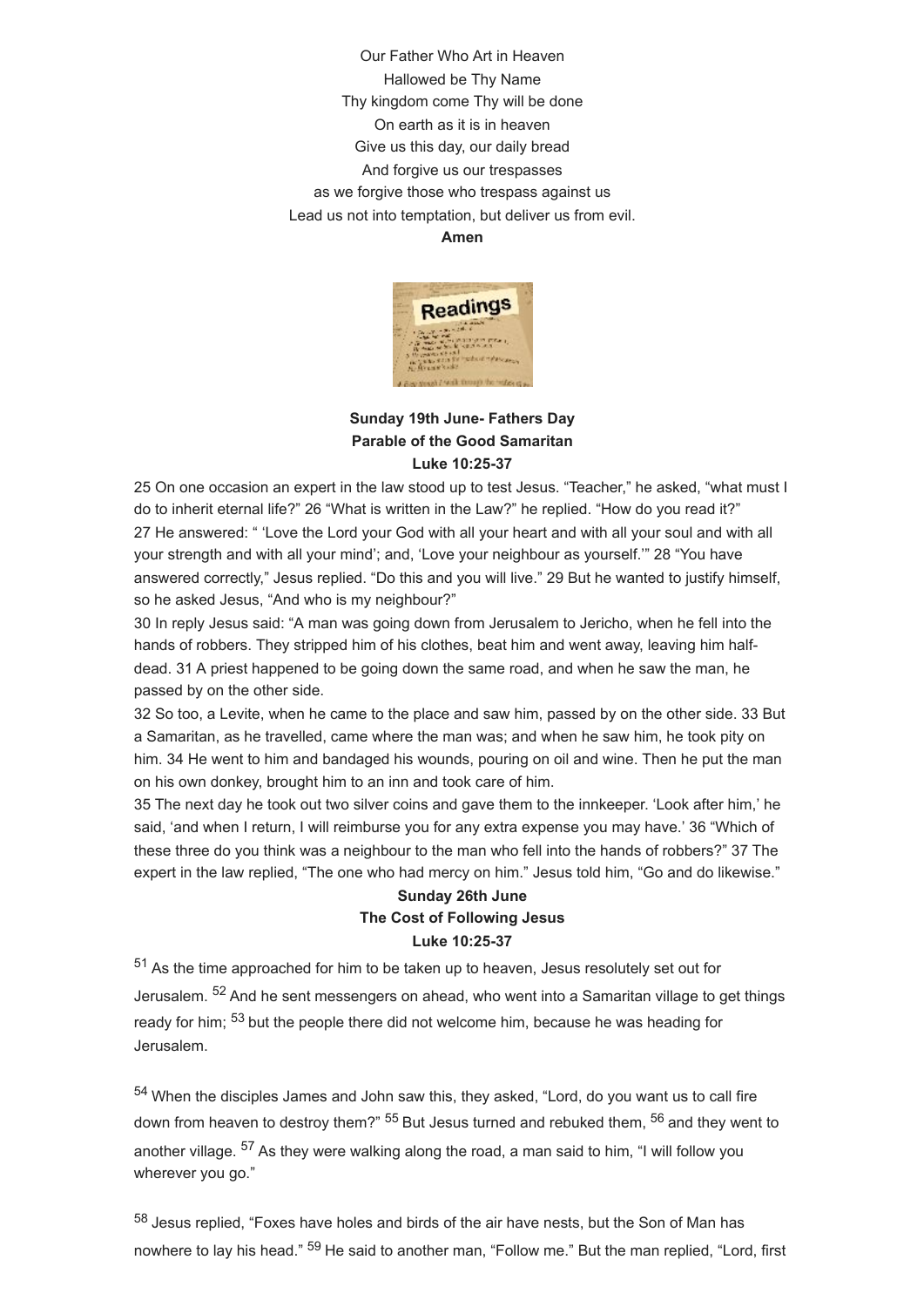Our Father Who Art in Heaven
Hallowed be Thy Name
Thy kingdom come Thy will be done
On earth as it is in heaven
Give us this day, our daily bread
And forgive us our trespasses
as we forgive those who trespass against us
Lead us not into temptation, but deliver us from evil.
**Amen**

**Sunday 19th June- Fathers Day**
**Parable of the Good Samaritan**
**Luke 10:25-37**

25 On one occasion an expert in the law stood up to test Jesus. "Teacher," he asked, "what must I do to inherit eternal life?" 26 "What is written in the Law?" he replied. "How do you read it?" 27 He answered: " 'Love the Lord your God with all your heart and with all your soul and with all your strength and with all your mind'; and, 'Love your neighbour as yourself.'" 28 "You have answered correctly," Jesus replied. "Do this and you will live." 29 But he wanted to justify himself, so he asked Jesus, "And who is my neighbour?"

30 In reply Jesus said: "A man was going down from Jerusalem to Jericho, when he fell into the hands of robbers. They stripped him of his clothes, beat him and went away, leaving him half-dead. 31 A priest happened to be going down the same road, and when he saw the man, he passed by on the other side.

32 So too, a Levite, when he came to the place and saw him, passed by on the other side. 33 But a Samaritan, as he travelled, came where the man was; and when he saw him, he took pity on him. 34 He went to him and bandaged his wounds, pouring on oil and wine. Then he put the man on his own donkey, brought him to an inn and took care of him.

35 The next day he took out two silver coins and gave them to the innkeeper. 'Look after him,' he said, 'and when I return, I will reimburse you for any extra expense you may have.' 36 "Which of these three do you think was a neighbour to the man who fell into the hands of robbers?" 37 The expert in the law replied, "The one who had mercy on him." Jesus told him, "Go and do likewise."

**Sunday 26th June**
**The Cost of Following Jesus**
**Luke 10:25-37**

51 As the time approached for him to be taken up to heaven, Jesus resolutely set out for Jerusalem. 52 And he sent messengers on ahead, who went into a Samaritan village to get things ready for him; 53 but the people there did not welcome him, because he was heading for Jerusalem.

54 When the disciples James and John saw this, they asked, "Lord, do you want us to call fire down from heaven to destroy them?" 55 But Jesus turned and rebuked them, 56 and they went to another village. 57 As they were walking along the road, a man said to him, "I will follow you wherever you go."

58 Jesus replied, "Foxes have holes and birds of the air have nests, but the Son of Man has nowhere to lay his head." 59 He said to another man, "Follow me." But the man replied, "Lord, first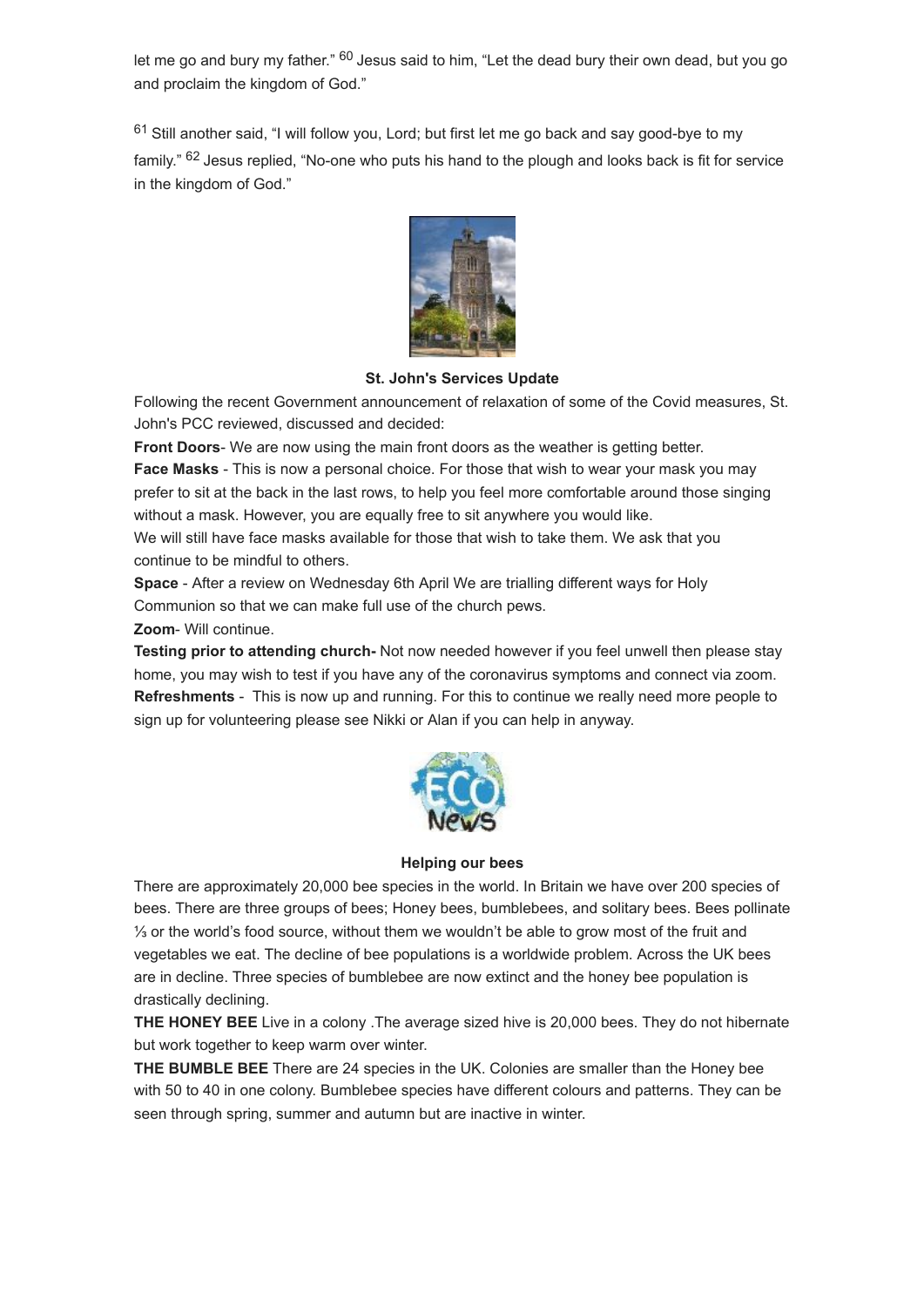let me go and bury my father." [60] Jesus said to him, "Let the dead bury their own dead, but you go and proclaim the kingdom of God."

[61] Still another said, "I will follow you, Lord; but first let me go back and say good-bye to my family." [62] Jesus replied, "No-one who puts his hand to the plough and looks back is fit for service in the kingdom of God."

**St. John's Services Update**

Following the recent Government announcement of relaxation of some of the Covid measures, St. John's PCC reviewed, discussed and decided:

**Front Doors**- We are now using the main front doors as the weather is getting better.

**Face Masks** - This is now a personal choice. For those that wish to wear your mask you may prefer to sit at the back in the last rows, to help you feel more comfortable around those singing without a mask. However, you are equally free to sit anywhere you would like.

We will still have face masks available for those that wish to take them. We ask that you continue to be mindful to others.

**Space** - After a review on Wednesday 6th April We are trialling different ways for Holy Communion so that we can make full use of the church pews.

**Zoom**- Will continue.

**Testing prior to attending church-** Not now needed however if you feel unwell then please stay home, you may wish to test if you have any of the coronavirus symptoms and connect via zoom.

**Refreshments** - This is now up and running. For this to continue we really need more people to sign up for volunteering please see Nikki or Alan if you can help in anyway.

**Helping our bees**

There are approximately 20,000 bee species in the world. In Britain we have over 200 species of bees. There are three groups of bees; Honey bees, bumblebees, and solitary bees. Bees pollinate ⅓ or the world's food source, without them we wouldn't be able to grow most of the fruit and vegetables we eat. The decline of bee populations is a worldwide problem. Across the UK bees are in decline. Three species of bumblebee are now extinct and the honey bee population is drastically declining.

**THE HONEY BEE** Live in a colony .The average sized hive is 20,000 bees. They do not hibernate but work together to keep warm over winter.

**THE BUMBLE BEE** There are 24 species in the UK. Colonies are smaller than the Honey bee with 50 to 40 in one colony. Bumblebee species have different colours and patterns. They can be seen through spring, summer and autumn but are inactive in winter.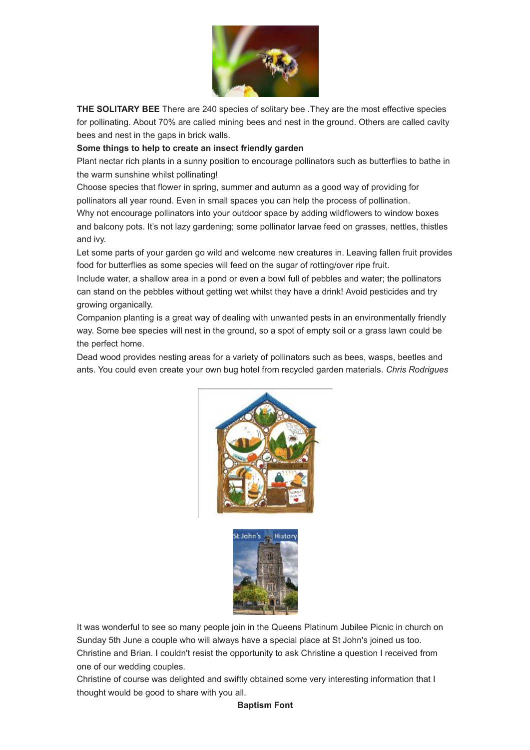**THE SOLITARY BEE** There are 240 species of solitary bee .They are the most effective species for pollinating. About 70% are called mining bees and nest in the ground. Others are called cavity bees and nest in the gaps in brick walls.

**Some things to help to create an insect friendly garden**

Plant nectar rich plants in a sunny position to encourage pollinators such as butterflies to bathe in the warm sunshine whilst pollinating!

Choose species that flower in spring, summer and autumn as a good way of providing for pollinators all year round. Even in small spaces you can help the process of pollination.

Why not encourage pollinators into your outdoor space by adding wildflowers to window boxes and balcony pots. It's not lazy gardening; some pollinator larvae feed on grasses, nettles, thistles and ivy.

Let some parts of your garden go wild and welcome new creatures in. Leaving fallen fruit provides food for butterflies as some species will feed on the sugar of rotting/over ripe fruit.

Include water, a shallow area in a pond or even a bowl full of pebbles and water; the pollinators can stand on the pebbles without getting wet whilst they have a drink! Avoid pesticides and try growing organically.

Companion planting is a great way of dealing with unwanted pests in an environmentally friendly way. Some bee species will nest in the ground, so a spot of empty soil or a grass lawn could be the perfect home.

Dead wood provides nesting areas for a variety of pollinators such as bees, wasps, beetles and ants. You could even create your own bug hotel from recycled garden materials. *Chris Rodrigues*

St John's History

It was wonderful to see so many people join in the Queens Platinum Jubilee Picnic in church on Sunday 5th June a couple who will always have a special place at St John's joined us too. Christine and Brian. I couldn't resist the opportunity to ask Christine a question I received from one of our wedding couples.

Christine of course was delighted and swiftly obtained some very interesting information that I thought would be good to share with you all.

**Baptism Font**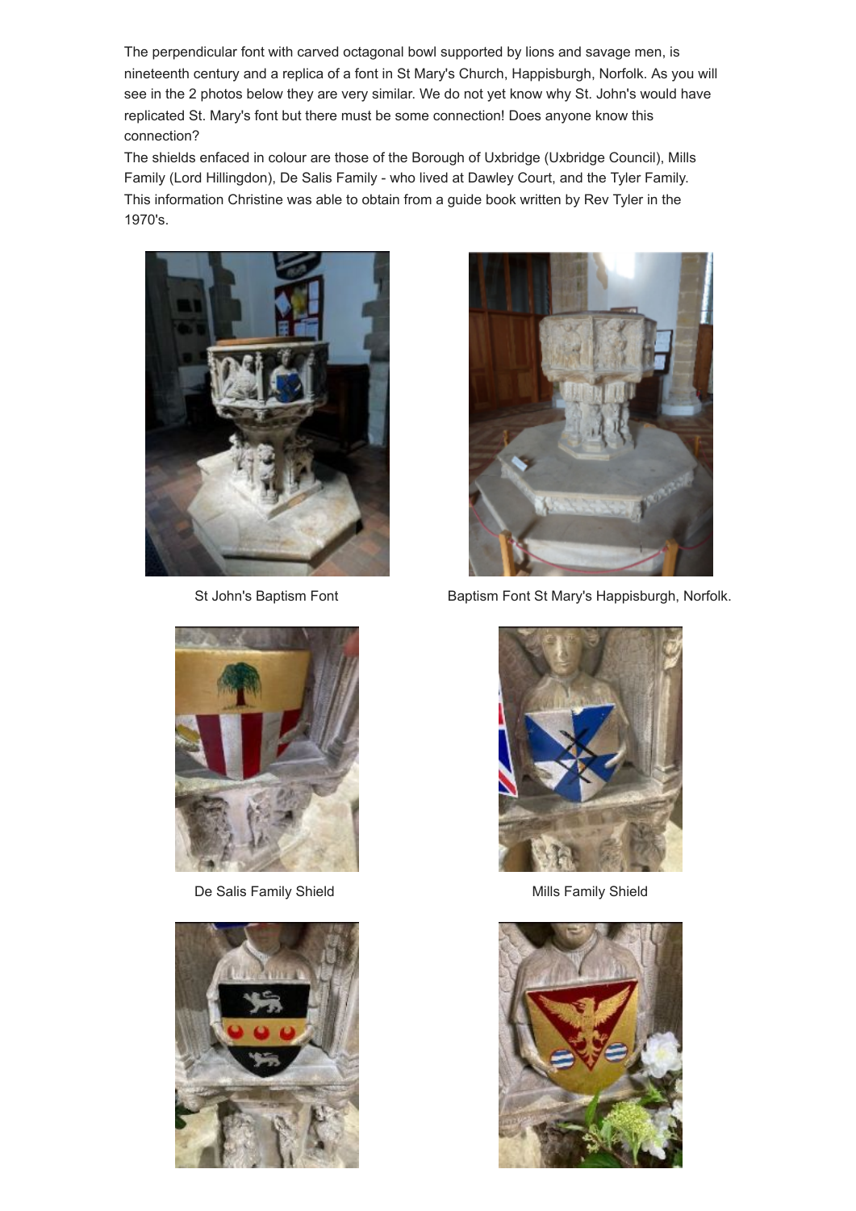The perpendicular font with carved octagonal bowl supported by lions and savage men, is nineteenth century and a replica of a font in St Mary's Church, Happisburgh, Norfolk. As you will see in the 2 photos below they are very similar. We do not yet know why St. John's would have replicated St. Mary's font but there must be some connection! Does anyone know this connection?

The shields enfaced in colour are those of the Borough of Uxbridge (Uxbridge Council), Mills Family (Lord Hillingdon), De Salis Family - who lived at Dawley Court, and the Tyler Family. This information Christine was able to obtain from a guide book written by Rev Tyler in the 1970's.

St John's Baptism Font

Baptism Font St Mary's Happisburgh, Norfolk.

De Salis Family Shield

Mills Family Shield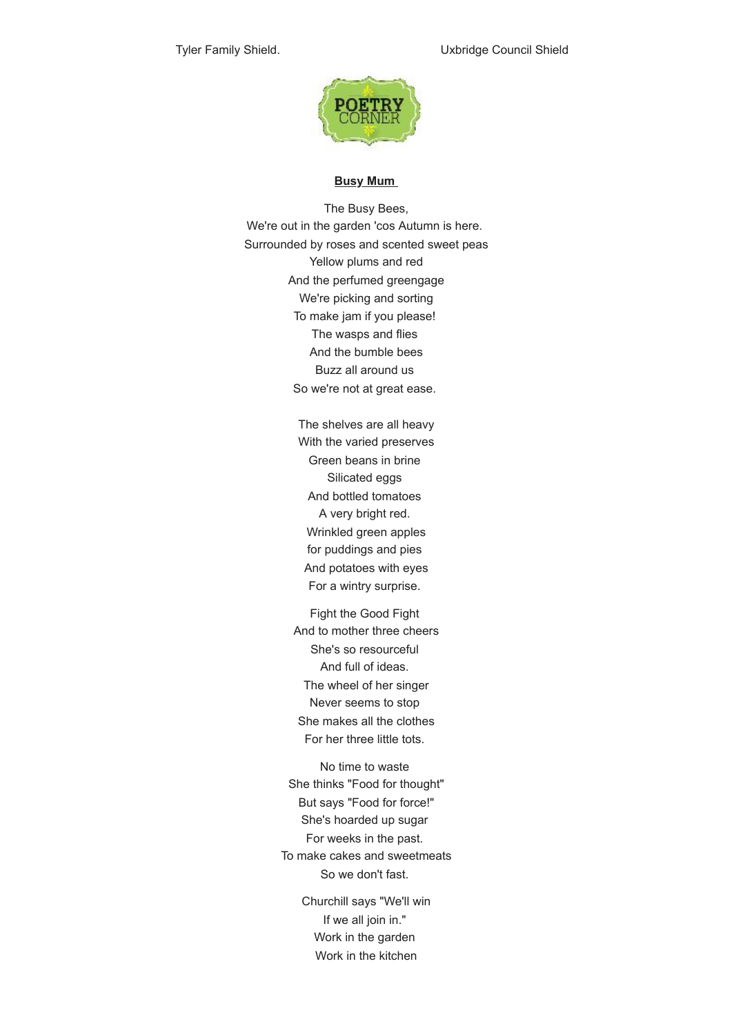Tyler Family Shield. Uxbridge Council Shield

POETRY CORNER

**Busy Mum**

The Busy Bees,
We're out in the garden 'cos Autumn is here.
Surrounded by roses and scented sweet peas
Yellow plums and red
And the perfumed greengage
We're picking and sorting
To make jam if you please!
The wasps and flies
And the bumble bees
Buzz all around us
So we're not at great ease.

The shelves are all heavy
With the varied preserves
Green beans in brine
Silicated eggs
And bottled tomatoes
A very bright red.
Wrinkled green apples
for puddings and pies
And potatoes with eyes
For a wintry surprise.

Fight the Good Fight
And to mother three cheers
She's so resourceful
And full of ideas.
The wheel of her singer
Never seems to stop
She makes all the clothes
For her three little tots.

No time to waste
She thinks "Food for thought"
But says "Food for force!"
She's hoarded up sugar
For weeks in the past.
To make cakes and sweetmeats
So we don't fast.

Churchill says "We'll win
If we all join in."
Work in the garden
Work in the kitchen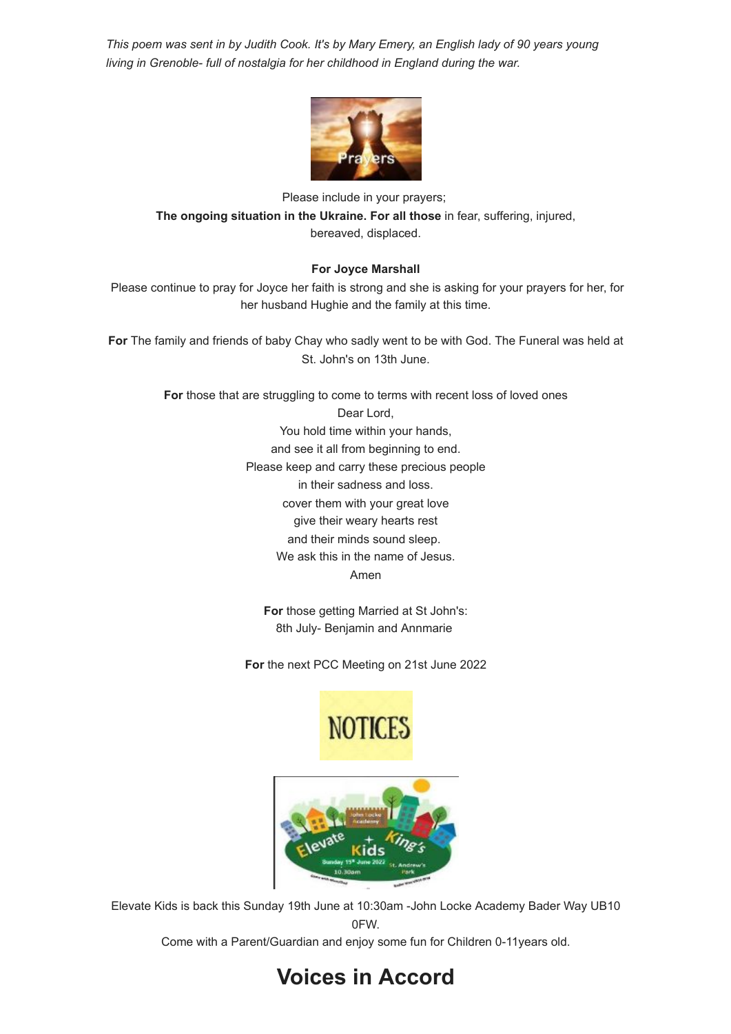*This poem was sent in by Judith Cook. It's by Mary Emery, an English lady of 90 years young living in Grenoble- full of nostalgia for her childhood in England during the war.*

Please include in your prayers;

**The ongoing situation in the Ukraine. For all those** in fear, suffering, injured, bereaved, displaced.

**For Joyce Marshall**

Please continue to pray for Joyce her faith is strong and she is asking for your prayers for her, for her husband Hughie and the family at this time.

**For** The family and friends of baby Chay who sadly went to be with God. The Funeral was held at St. John's on 13th June.

**For** those that are struggling to come to terms with recent loss of loved ones

Dear Lord,
You hold time within your hands,
and see it all from beginning to end.
Please keep and carry these precious people
in their sadness and loss.
cover them with your great love
give their weary hearts rest
and their minds sound sleep.
We ask this in the name of Jesus.
Amen

**For** those getting Married at St John's:
8th July- Benjamin and Annmarie

**For** the next PCC Meeting on 21st June 2022

Elevate Kids is back this Sunday 19th June at 10:30am -John Locke Academy Bader Way UB10 0FW.
Come with a Parent/Guardian and enjoy some fun for Children 0-11years old.

# Voices in Accord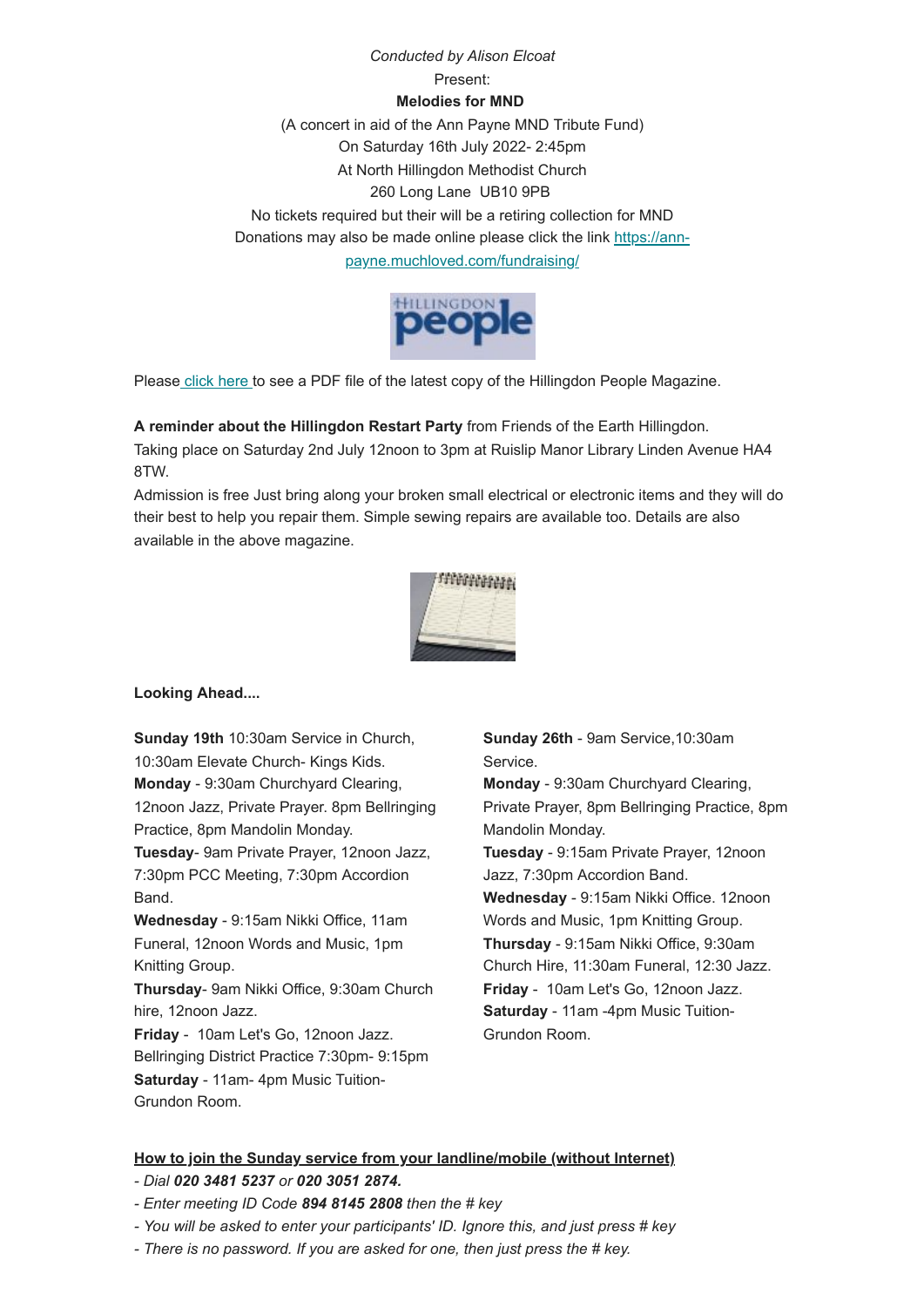*Conducted by Alison Elcoat*

Present:

**Melodies for MND**

(A concert in aid of the Ann Payne MND Tribute Fund)

On Saturday 16th July 2022- 2:45pm

At North Hillingdon Methodist Church

260 Long Lane UB10 9PB

No tickets required but their will be a retiring collection for MND

Donations may also be made online please click the link https://ann-payne.muchloved.com/fundraising/

Please click here to see a PDF file of the latest copy of the Hillingdon People Magazine.

**A reminder about the Hillingdon Restart Party** from Friends of the Earth Hillingdon.

Taking place on Saturday 2nd July 12noon to 3pm at Ruislip Manor Library Linden Avenue HA4 8TW.

Admission is free Just bring along your broken small electrical or electronic items and they will do their best to help you repair them. Simple sewing repairs are available too. Details are also available in the above magazine.

**Looking Ahead....**

**Sunday 19th** 10:30am Service in Church, 10:30am Elevate Church- Kings Kids.

**Monday** - 9:30am Churchyard Clearing, 12noon Jazz, Private Prayer. 8pm Bellringing Practice, 8pm Mandolin Monday.

**Tuesday**- 9am Private Prayer, 12noon Jazz, 7:30pm PCC Meeting, 7:30pm Accordion Band.

**Wednesday** - 9:15am Nikki Office, 11am Funeral, 12noon Words and Music, 1pm Knitting Group.

**Thursday**- 9am Nikki Office, 9:30am Church hire, 12noon Jazz.

**Friday** - 10am Let's Go, 12noon Jazz. Bellringing District Practice 7:30pm- 9:15pm

**Saturday** - 11am- 4pm Music Tuition- Grundon Room.

**Sunday 26th** - 9am Service,10:30am Service.

**Monday** - 9:30am Churchyard Clearing, Private Prayer, 8pm Bellringing Practice, 8pm Mandolin Monday.

**Tuesday** - 9:15am Private Prayer, 12noon Jazz, 7:30pm Accordion Band.

**Wednesday** - 9:15am Nikki Office. 12noon Words and Music, 1pm Knitting Group.

**Thursday** - 9:15am Nikki Office, 9:30am Church Hire, 11:30am Funeral, 12:30 Jazz.

**Friday** - 10am Let's Go, 12noon Jazz.

**Saturday** - 11am -4pm Music Tuition- Grundon Room.

**How to join the Sunday service from your landline/mobile (without Internet)**

*- Dial **020 3481 5237** or **020 3051 2874.***

*- Enter meeting ID Code **894 8145 2808** then the # key*

*- You will be asked to enter your participants' ID. Ignore this, and just press # key*

*- There is no password. If you are asked for one, then just press the # key.*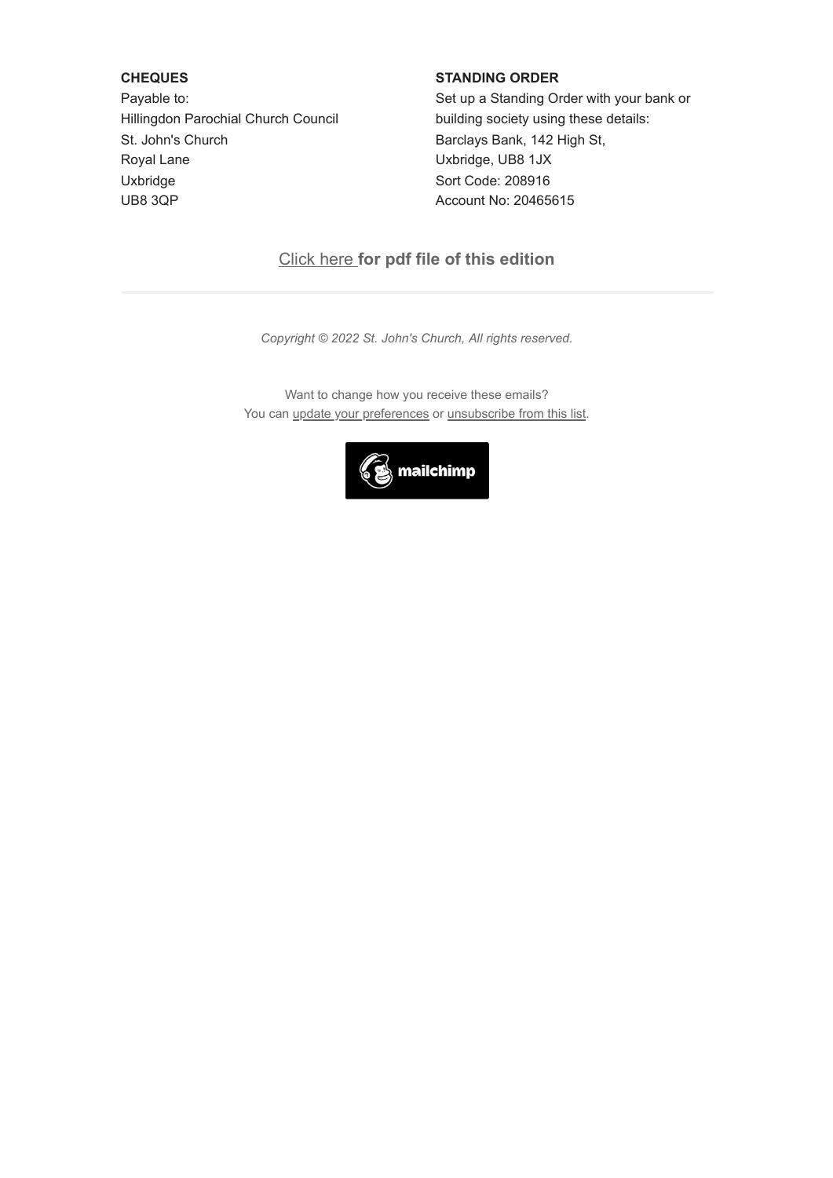**CHEQUES**

Payable to:
Hillingdon Parochial Church Council
St. John's Church
Royal Lane
Uxbridge
UB8 3QP

**STANDING ORDER**

Set up a Standing Order with your bank or building society using these details:
Barclays Bank, 142 High St,
Uxbridge, UB8 1JX
Sort Code: 208916
Account No: 20465615

Click here **for pdf file of this edition**

---

*Copyright © 2022 St. John's Church, All rights reserved.*

Want to change how you receive these emails?
You can update your preferences or unsubscribe from this list.

mailchimp